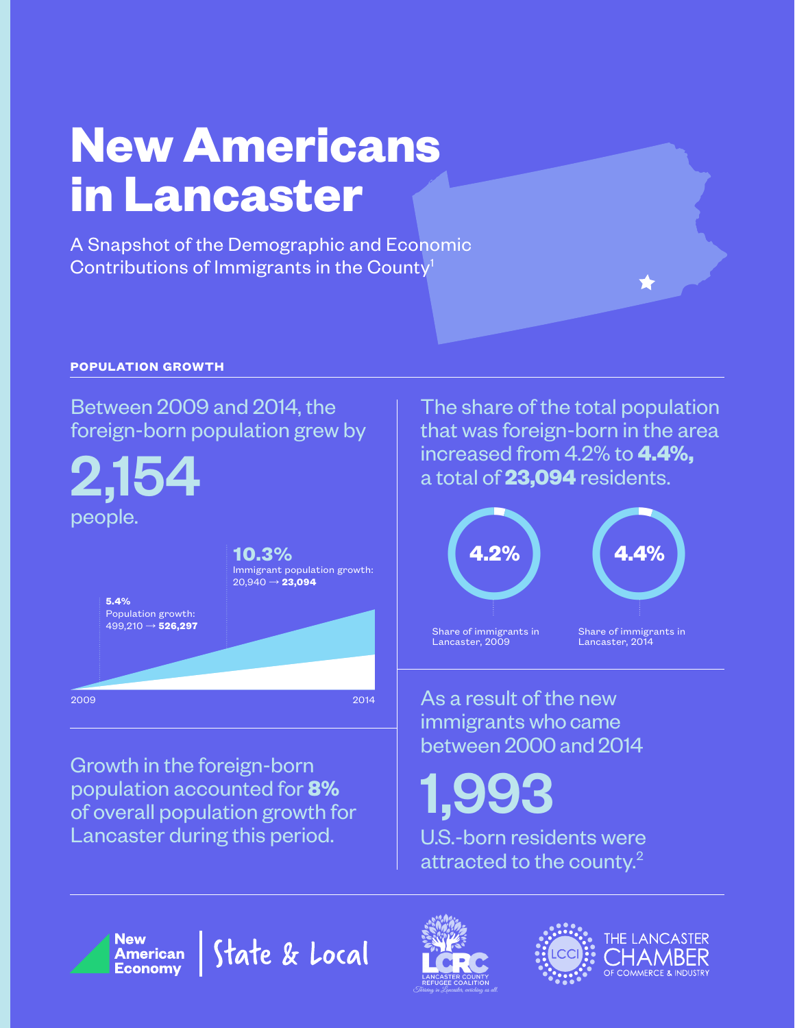# New Americans in Lancaster

A Snapshot of the Demographic and Economic Contributions of Immigrants in the County[1]

## POPULATION GROWTH

Between 2009 and 2014, the foreign-born population grew by

**2,154**

people.

**10.3%**
Immigrant population growth:
20,940 → **23,094**

**5.4%**
Population growth:
499,210 → **526,297**

2009 — 2014

The share of the total population that was foreign-born in the area increased from 4.2% to **4.4%,** a total of **23,094** residents.

**4.2%** Share of immigrants in Lancaster, 2009

**4.4%** Share of immigrants in Lancaster, 2014

Growth in the foreign-born population accounted for **8%** of overall population growth for Lancaster during this period.

As a result of the new immigrants who came between 2000 and 2014

**1,993**

U.S.-born residents were attracted to the county.[2]

New American Economy | State & Local

Lancaster County Refugee Coalition — Thriving in Lancaster, enriching us all.

The Lancaster Chamber of Commerce & Industry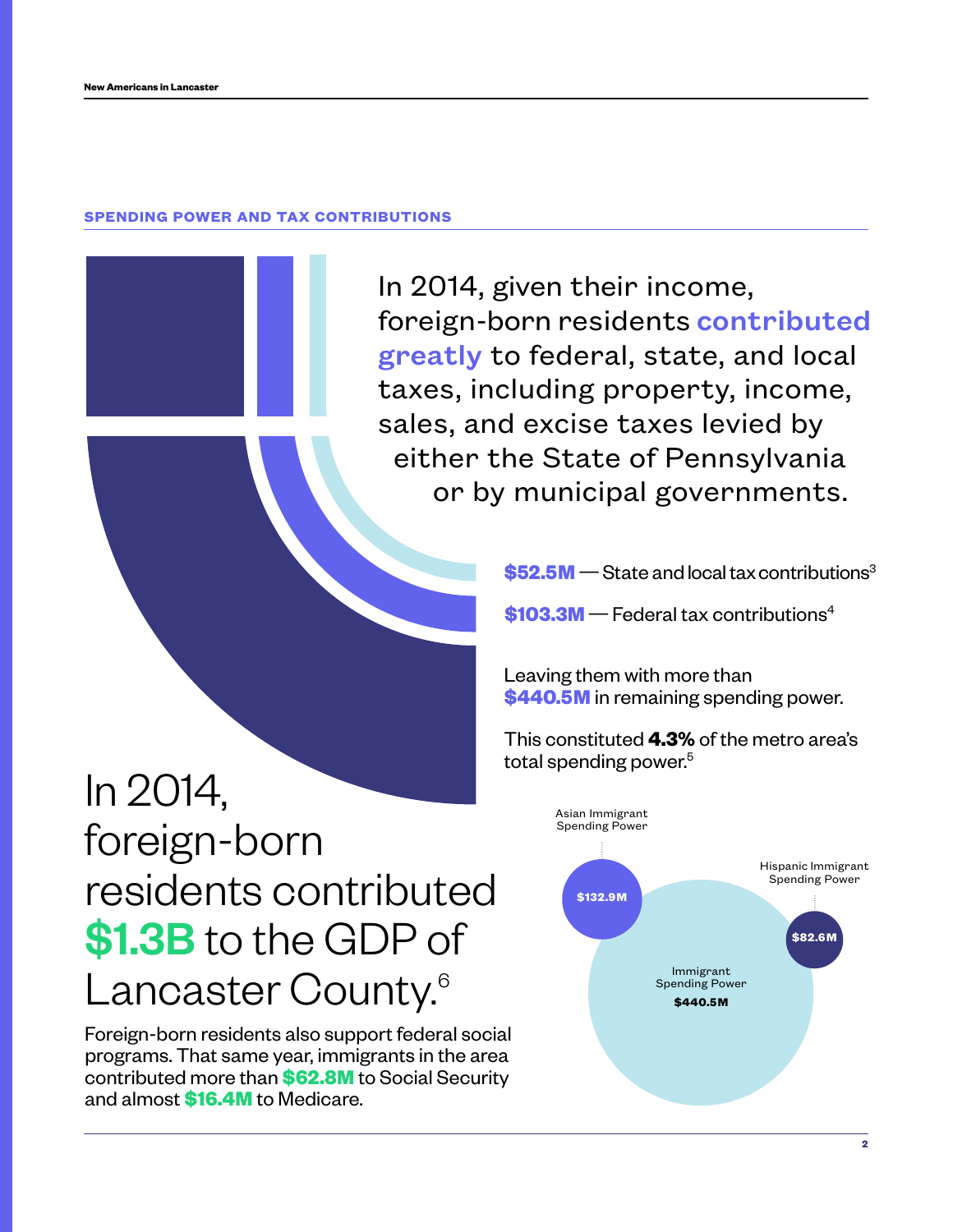## SPENDING POWER AND TAX CONTRIBUTIONS

In 2014, given their income, foreign-born residents **contributed greatly** to federal, state, and local taxes, including property, income, sales, and excise taxes levied by either the State of Pennsylvania or by municipal governments.

**$52.5M** — State and local tax contributions[3]

**$103.3M** — Federal tax contributions[4]

Leaving them with more than **$440.5M** in remaining spending power.

This constituted **4.3%** of the metro area's total spending power.[5]

Asian Immigrant Spending Power: **$132.9M**

Hispanic Immigrant Spending Power: **$82.6M**

Immigrant Spending Power: **$440.5M**

# In 2014, foreign-born residents contributed **$1.3B** to the GDP of Lancaster County.[6]

Foreign-born residents also support federal social programs. That same year, immigrants in the area contributed more than **$62.8M** to Social Security and almost **$16.4M** to Medicare.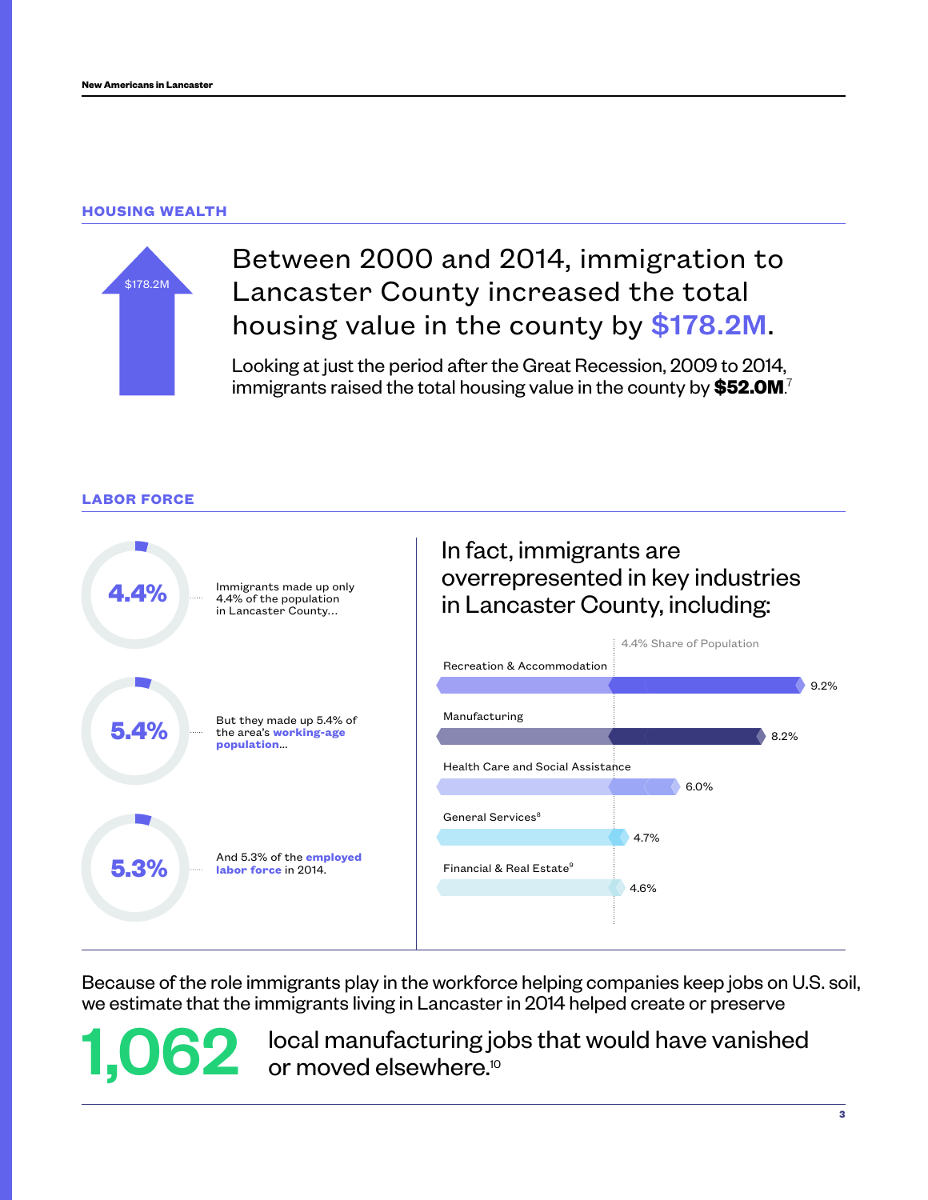## HOUSING WEALTH

$178.2M

Between 2000 and 2014, immigration to Lancaster County increased the total housing value in the county by **$178.2M**.

Looking at just the period after the Great Recession, 2009 to 2014, immigrants raised the total housing value in the county by **$52.0M**.[7]

## LABOR FORCE

**4.4%** Immigrants made up only 4.4% of the population in Lancaster County...

**5.4%** But they made up 5.4% of the area's **working-age population**...

**5.3%** And 5.3% of the **employed labor force** in 2014.

In fact, immigrants are overrepresented in key industries in Lancaster County, including:

4.4% Share of Population

| Industry | Share |
| --- | --- |
| Recreation & Accommodation | 9.2% |
| Manufacturing | 8.2% |
| Health Care and Social Assistance | 6.0% |
| General Services[8] | 4.7% |
| Financial & Real Estate[9] | 4.6% |

Because of the role immigrants play in the workforce helping companies keep jobs on U.S. soil, we estimate that the immigrants living in Lancaster in 2014 helped create or preserve

**1,062** local manufacturing jobs that would have vanished or moved elsewhere.[10]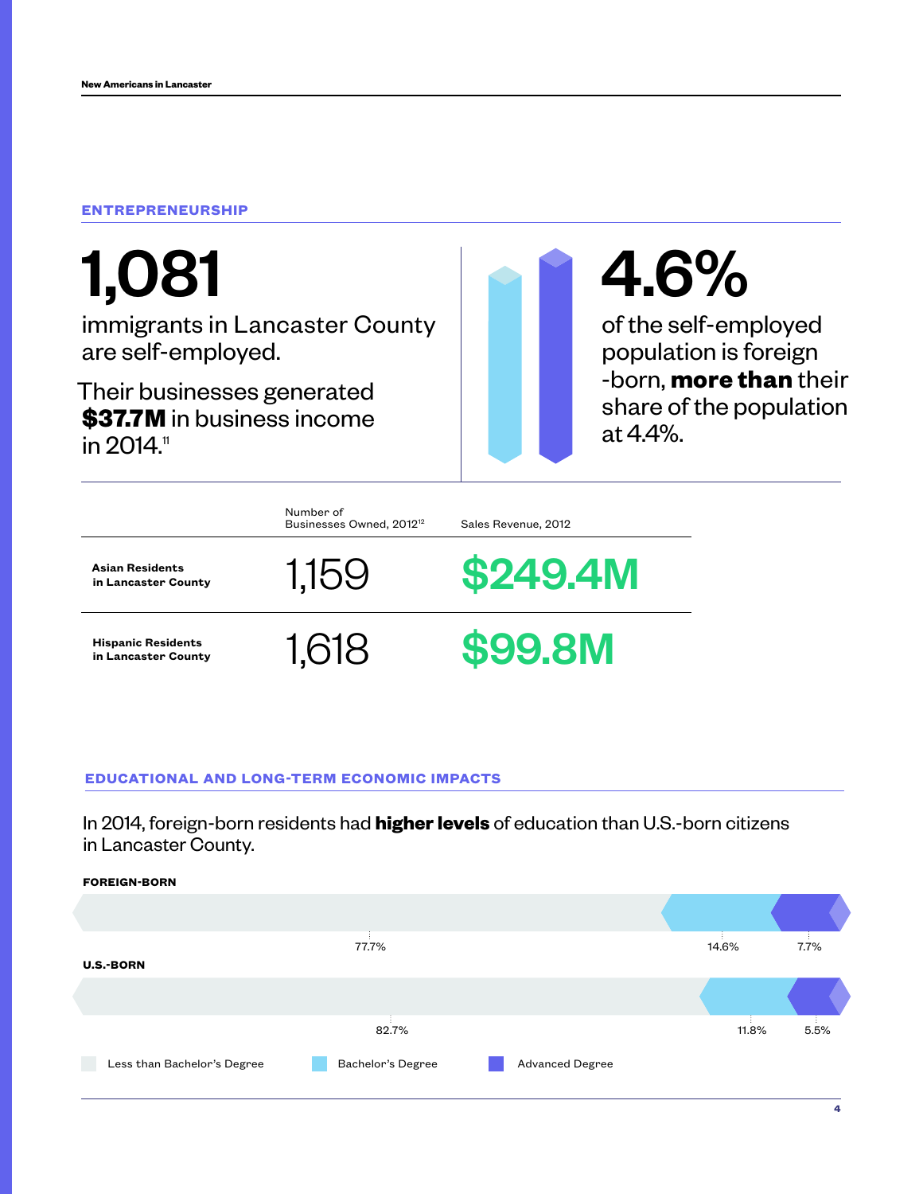## ENTREPRENEURSHIP

**1,081**

immigrants in Lancaster County are self-employed.

Their businesses generated **$37.7M** in business income in 2014.[11]

**4.6%**

of the self-employed population is foreign-born, **more than** their share of the population at 4.4%.

| | Number of Businesses Owned, 2012[12] | Sales Revenue, 2012 |
|---|---|---|
| **Asian Residents in Lancaster County** | 1,159 | $249.4M |
| **Hispanic Residents in Lancaster County** | 1,618 | $99.8M |

## EDUCATIONAL AND LONG-TERM ECONOMIC IMPACTS

In 2014, foreign-born residents had **higher levels** of education than U.S.-born citizens in Lancaster County.

| | Less than Bachelor's Degree | Bachelor's Degree | Advanced Degree |
|---|---|---|---|
| **FOREIGN-BORN** | 77.7% | 14.6% | 7.7% |
| **U.S.-BORN** | 82.7% | 11.8% | 5.5% |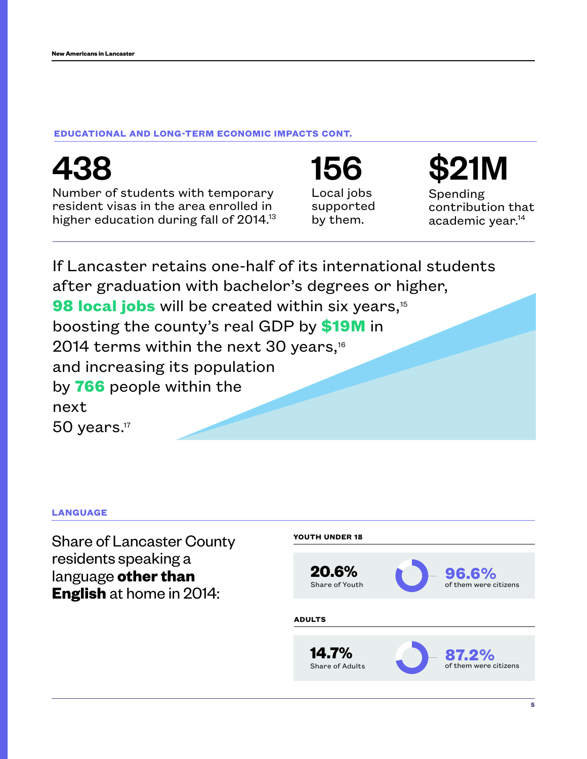## EDUCATIONAL AND LONG-TERM ECONOMIC IMPACTS CONT.

**438**
Number of students with temporary resident visas in the area enrolled in higher education during fall of 2014.[13]

**156**
Local jobs supported by them.

**$21M**
Spending contribution that academic year.[14]

If Lancaster retains one-half of its international students after graduation with bachelor's degrees or higher, **98 local jobs** will be created within six years,[15] boosting the county's real GDP by **$19M** in 2014 terms within the next 30 years,[16] and increasing its population by **766** people within the next 50 years.[17]

## LANGUAGE

Share of Lancaster County residents speaking a language **other than English** at home in 2014:

**YOUTH UNDER 18**

**20.6%** Share of Youth

**96.6%** of them were citizens

**ADULTS**

**14.7%** Share of Adults

**87.2%** of them were citizens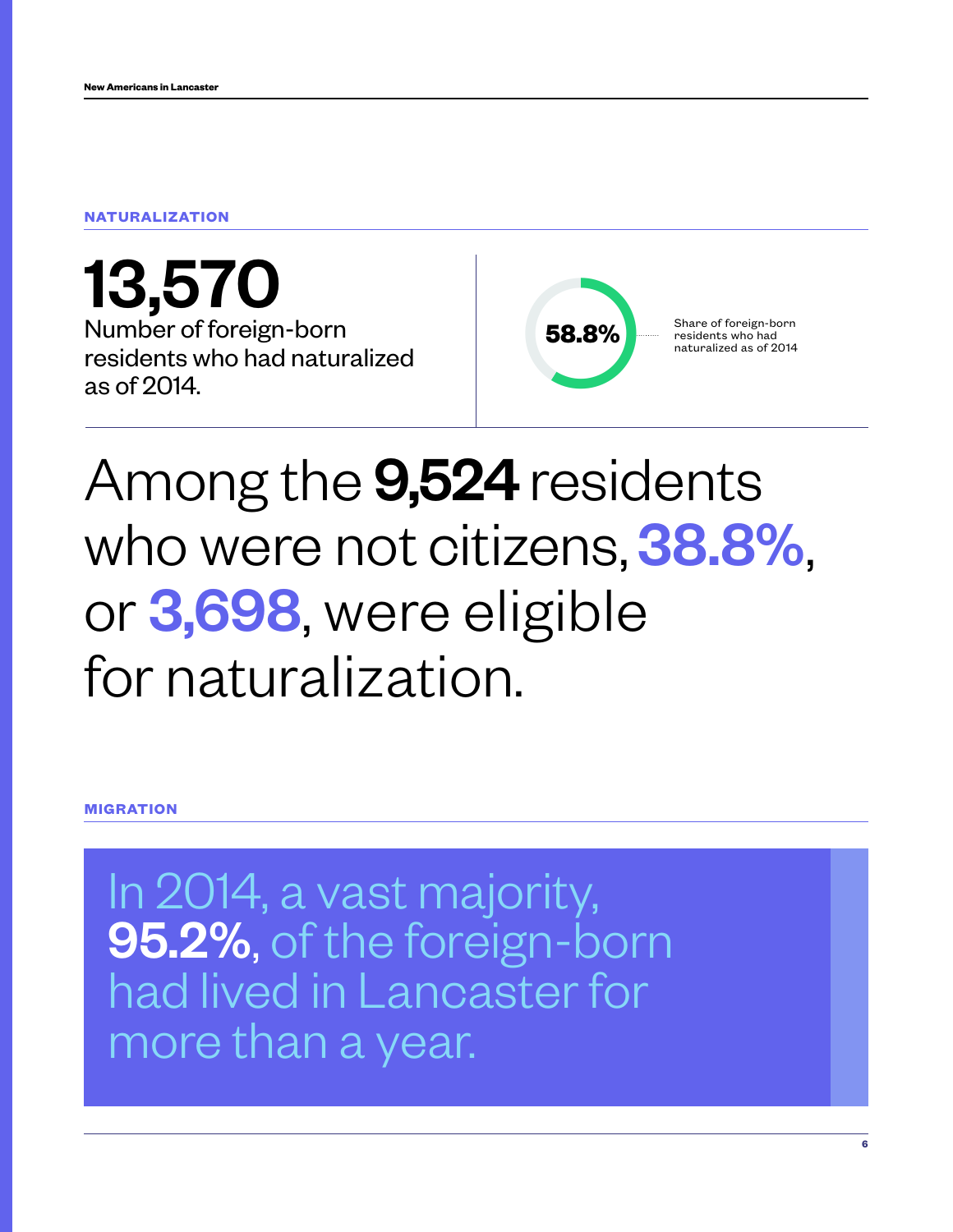## NATURALIZATION

**13,570**
Number of foreign-born residents who had naturalized as of 2014.

**58.8%**
Share of foreign-born residents who had naturalized as of 2014

Among the **9,524** residents who were not citizens, **38.8%**, or **3,698**, were eligible for naturalization.

## MIGRATION

In 2014, a vast majority, **95.2%**, of the foreign-born had lived in Lancaster for more than a year.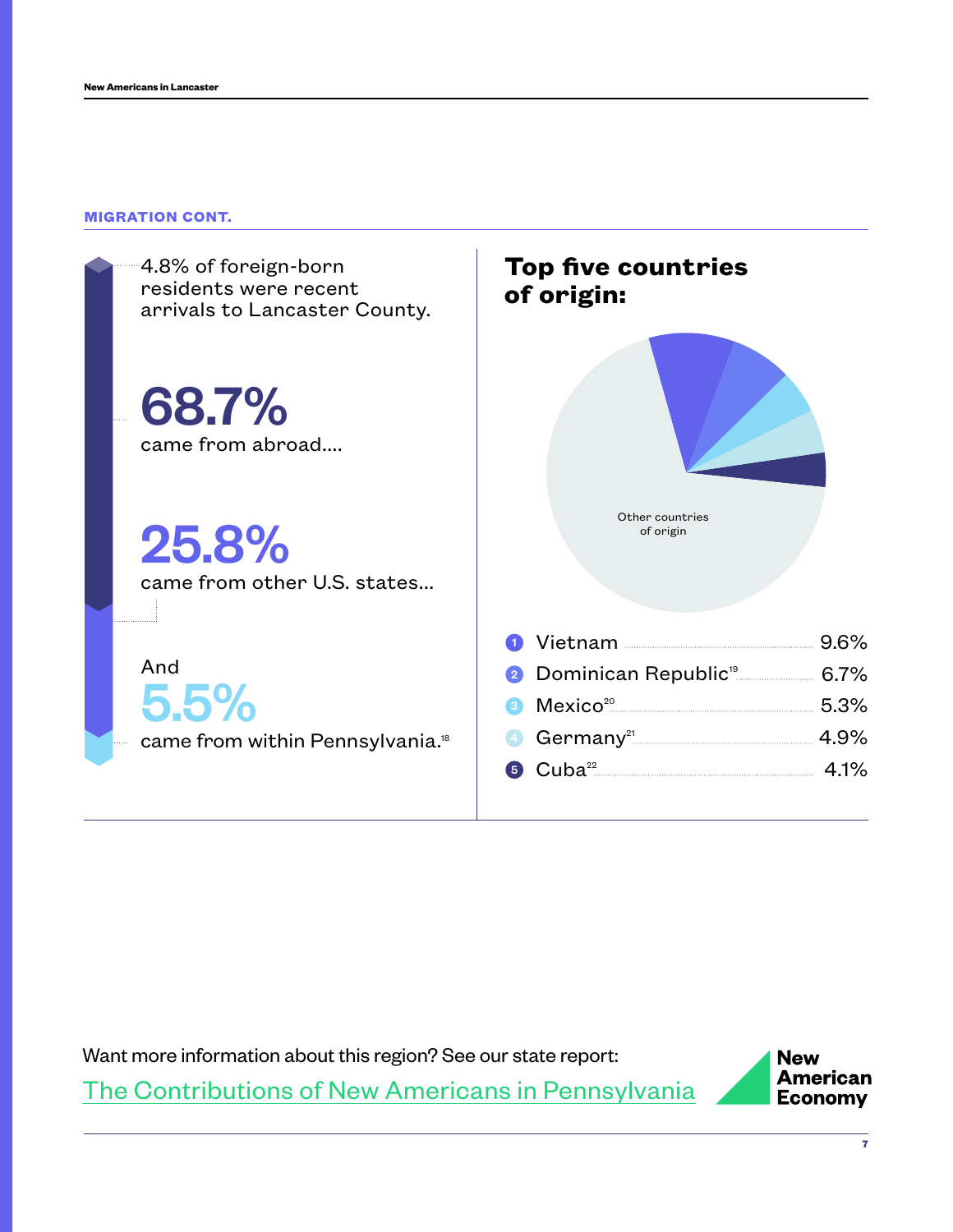## MIGRATION CONT.

4.8% of foreign-born residents were recent arrivals to Lancaster County.

**68.7%**
came from abroad....

**25.8%**
came from other U.S. states...

And
**5.5%**
came from within Pennsylvania.[18]

### Top five countries of origin:

Other countries of origin

| Rank | Country | Share |
|---|---|---|
| 1 | Vietnam | 9.6% |
| 2 | Dominican Republic[19] | 6.7% |
| 3 | Mexico[20] | 5.3% |
| 4 | Germany[21] | 4.9% |
| 5 | Cuba[22] | 4.1% |

Want more information about this region? See our state report:
The Contributions of New Americans in Pennsylvania

New American Economy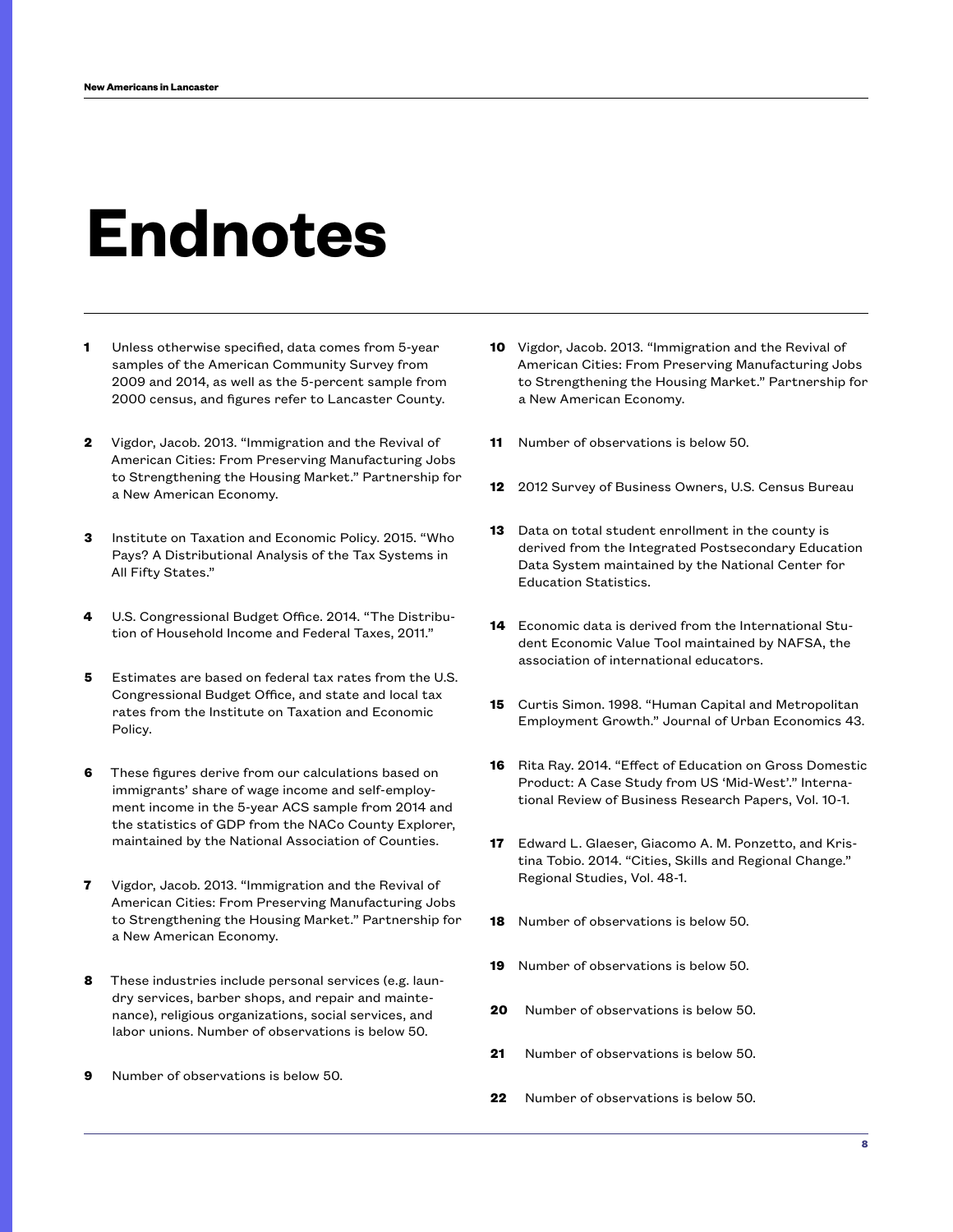# Endnotes

1. Unless otherwise specified, data comes from 5-year samples of the American Community Survey from 2009 and 2014, as well as the 5-percent sample from 2000 census, and figures refer to Lancaster County.

2. Vigdor, Jacob. 2013. "Immigration and the Revival of American Cities: From Preserving Manufacturing Jobs to Strengthening the Housing Market." Partnership for a New American Economy.

3. Institute on Taxation and Economic Policy. 2015. "Who Pays? A Distributional Analysis of the Tax Systems in All Fifty States."

4. U.S. Congressional Budget Office. 2014. "The Distribution of Household Income and Federal Taxes, 2011."

5. Estimates are based on federal tax rates from the U.S. Congressional Budget Office, and state and local tax rates from the Institute on Taxation and Economic Policy.

6. These figures derive from our calculations based on immigrants' share of wage income and self-employment income in the 5-year ACS sample from 2014 and the statistics of GDP from the NACo County Explorer, maintained by the National Association of Counties.

7. Vigdor, Jacob. 2013. "Immigration and the Revival of American Cities: From Preserving Manufacturing Jobs to Strengthening the Housing Market." Partnership for a New American Economy.

8. These industries include personal services (e.g. laundry services, barber shops, and repair and maintenance), religious organizations, social services, and labor unions. Number of observations is below 50.

9. Number of observations is below 50.

10. Vigdor, Jacob. 2013. "Immigration and the Revival of American Cities: From Preserving Manufacturing Jobs to Strengthening the Housing Market." Partnership for a New American Economy.

11. Number of observations is below 50.

12. 2012 Survey of Business Owners, U.S. Census Bureau

13. Data on total student enrollment in the county is derived from the Integrated Postsecondary Education Data System maintained by the National Center for Education Statistics.

14. Economic data is derived from the International Student Economic Value Tool maintained by NAFSA, the association of international educators.

15. Curtis Simon. 1998. "Human Capital and Metropolitan Employment Growth." Journal of Urban Economics 43.

16. Rita Ray. 2014. "Effect of Education on Gross Domestic Product: A Case Study from US 'Mid-West'." International Review of Business Research Papers, Vol. 10-1.

17. Edward L. Glaeser, Giacomo A. M. Ponzetto, and Kristina Tobio. 2014. "Cities, Skills and Regional Change." Regional Studies, Vol. 48-1.

18. Number of observations is below 50.

19. Number of observations is below 50.

20. Number of observations is below 50.

21. Number of observations is below 50.

22. Number of observations is below 50.